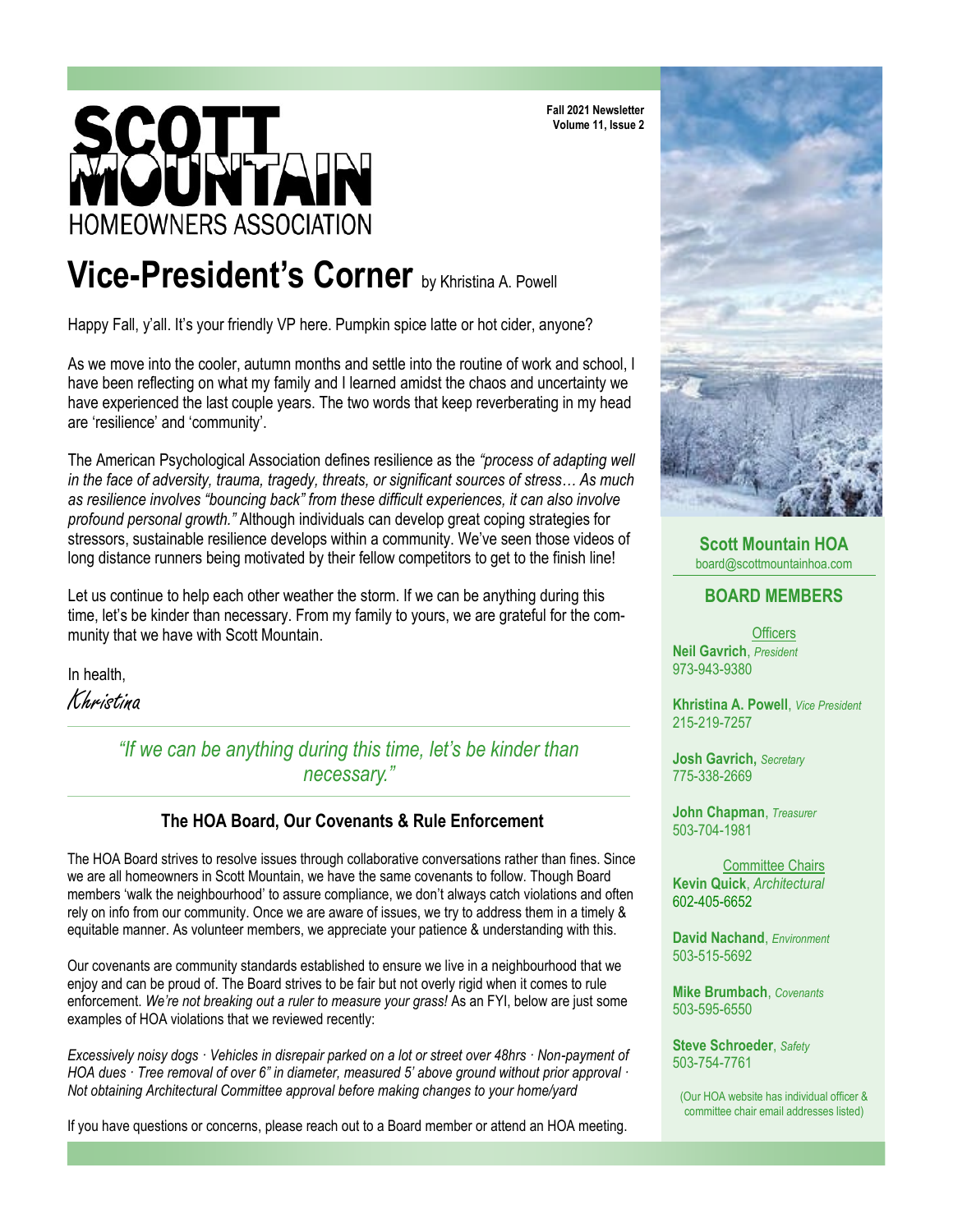# SCOTT MOUNTAIN

HOMEOWNERS ASSOCIATION

**Fall 2021 Newsletter**
**Volume 11, Issue 2**

## Vice-President's Corner by Khristina A. Powell

Happy Fall, y'all. It's your friendly VP here. Pumpkin spice latte or hot cider, anyone?

As we move into the cooler, autumn months and settle into the routine of work and school, I have been reflecting on what my family and I learned amidst the chaos and uncertainty we have experienced the last couple years. The two words that keep reverberating in my head are 'resilience' and 'community'.

The American Psychological Association defines resilience as the *"process of adapting well in the face of adversity, trauma, tragedy, threats, or significant sources of stress… As much as resilience involves "bouncing back" from these difficult experiences, it can also involve profound personal growth."* Although individuals can develop great coping strategies for stressors, sustainable resilience develops within a community. We've seen those videos of long distance runners being motivated by their fellow competitors to get to the finish line!

Let us continue to help each other weather the storm. If we can be anything during this time, let's be kinder than necessary. From my family to yours, we are grateful for the community that we have with Scott Mountain.

In health,

*Khristina*

> *"If we can be anything during this time, let's be kinder than necessary."*

### The HOA Board, Our Covenants & Rule Enforcement

The HOA Board strives to resolve issues through collaborative conversations rather than fines. Since we are all homeowners in Scott Mountain, we have the same covenants to follow. Though Board members 'walk the neighbourhood' to assure compliance, we don't always catch violations and often rely on info from our community. Once we are aware of issues, we try to address them in a timely & equitable manner. As volunteer members, we appreciate your patience & understanding with this.

Our covenants are community standards established to ensure we live in a neighbourhood that we enjoy and can be proud of. The Board strives to be fair but not overly rigid when it comes to rule enforcement. *We're not breaking out a ruler to measure your grass!* As an FYI, below are just some examples of HOA violations that we reviewed recently:

*Excessively noisy dogs · Vehicles in disrepair parked on a lot or street over 48hrs · Non-payment of HOA dues · Tree removal of over 6" in diameter, measured 5' above ground without prior approval · Not obtaining Architectural Committee approval before making changes to your home/yard*

If you have questions or concerns, please reach out to a Board member or attend an HOA meeting.

---

**Scott Mountain HOA**
board@scottmountainhoa.com

### BOARD MEMBERS

Officers

**Neil Gavrich**, *President*
973-943-9380

**Khristina A. Powell**, *Vice President*
215-219-7257

**Josh Gavrich,** *Secretary*
775-338-2669

**John Chapman**, *Treasurer*
503-704-1981

Committee Chairs

**Kevin Quick**, *Architectural*
602-405-6652

**David Nachand**, *Environment*
503-515-5692

**Mike Brumbach**, *Covenants*
503-595-6550

**Steve Schroeder**, *Safety*
503-754-7761

(Our HOA website has individual officer & committee chair email addresses listed)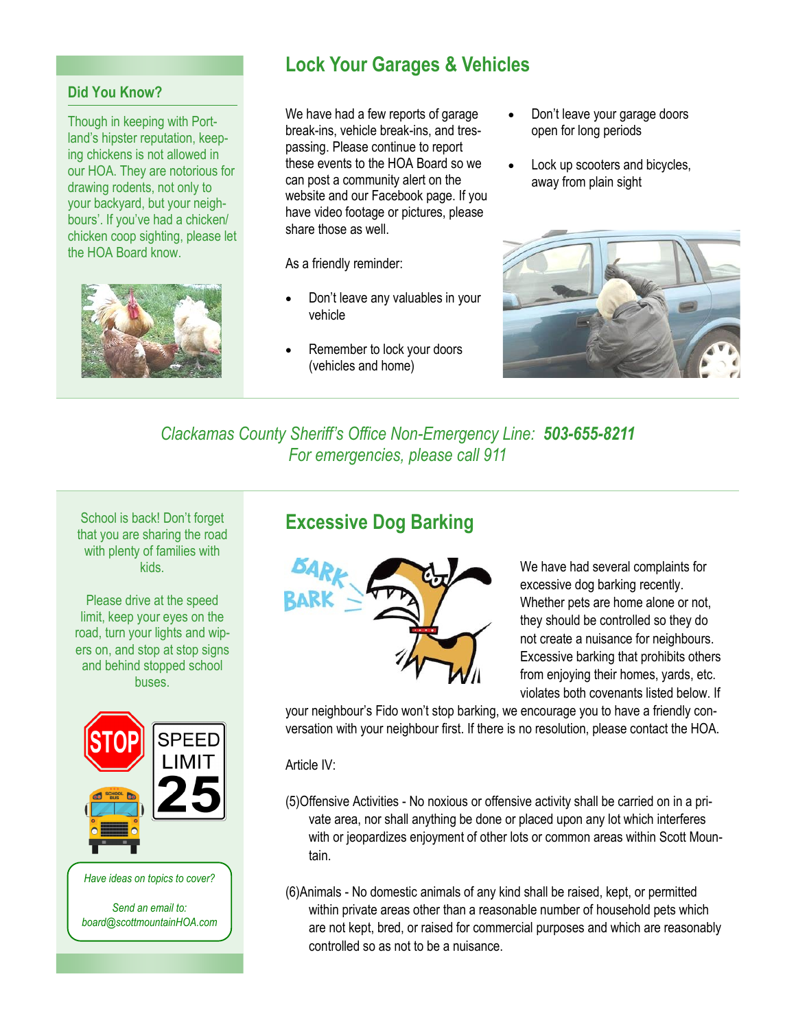### Did You Know?

Though in keeping with Portland's hipster reputation, keeping chickens is not allowed in our HOA. They are notorious for drawing rodents, not only to your backyard, but your neighbours'. If you've had a chicken/ chicken coop sighting, please let the HOA Board know.

## Lock Your Garages & Vehicles

We have had a few reports of garage break-ins, vehicle break-ins, and trespassing. Please continue to report these events to the HOA Board so we can post a community alert on the website and our Facebook page. If you have video footage or pictures, please share those as well.

As a friendly reminder:

- Don't leave any valuables in your vehicle
- Remember to lock your doors (vehicles and home)
- Don't leave your garage doors open for long periods
- Lock up scooters and bicycles, away from plain sight

*Clackamas County Sheriff's Office Non-Emergency Line:* ***503-655-8211***
*For emergencies, please call 911*

School is back! Don't forget that you are sharing the road with plenty of families with kids.

Please drive at the speed limit, keep your eyes on the road, turn your lights and wipers on, and stop at stop signs and behind stopped school buses.

*Have ideas on topics to cover?*

*Send an email to:*
*board@scottmountainHOA.com*

## Excessive Dog Barking

We have had several complaints for excessive dog barking recently. Whether pets are home alone or not, they should be controlled so they do not create a nuisance for neighbours. Excessive barking that prohibits others from enjoying their homes, yards, etc. violates both covenants listed below. If your neighbour's Fido won't stop barking, we encourage you to have a friendly conversation with your neighbour first. If there is no resolution, please contact the HOA.

Article IV:

(5)Offensive Activities - No noxious or offensive activity shall be carried on in a private area, nor shall anything be done or placed upon any lot which interferes with or jeopardizes enjoyment of other lots or common areas within Scott Mountain.

(6)Animals - No domestic animals of any kind shall be raised, kept, or permitted within private areas other than a reasonable number of household pets which are not kept, bred, or raised for commercial purposes and which are reasonably controlled so as not to be a nuisance.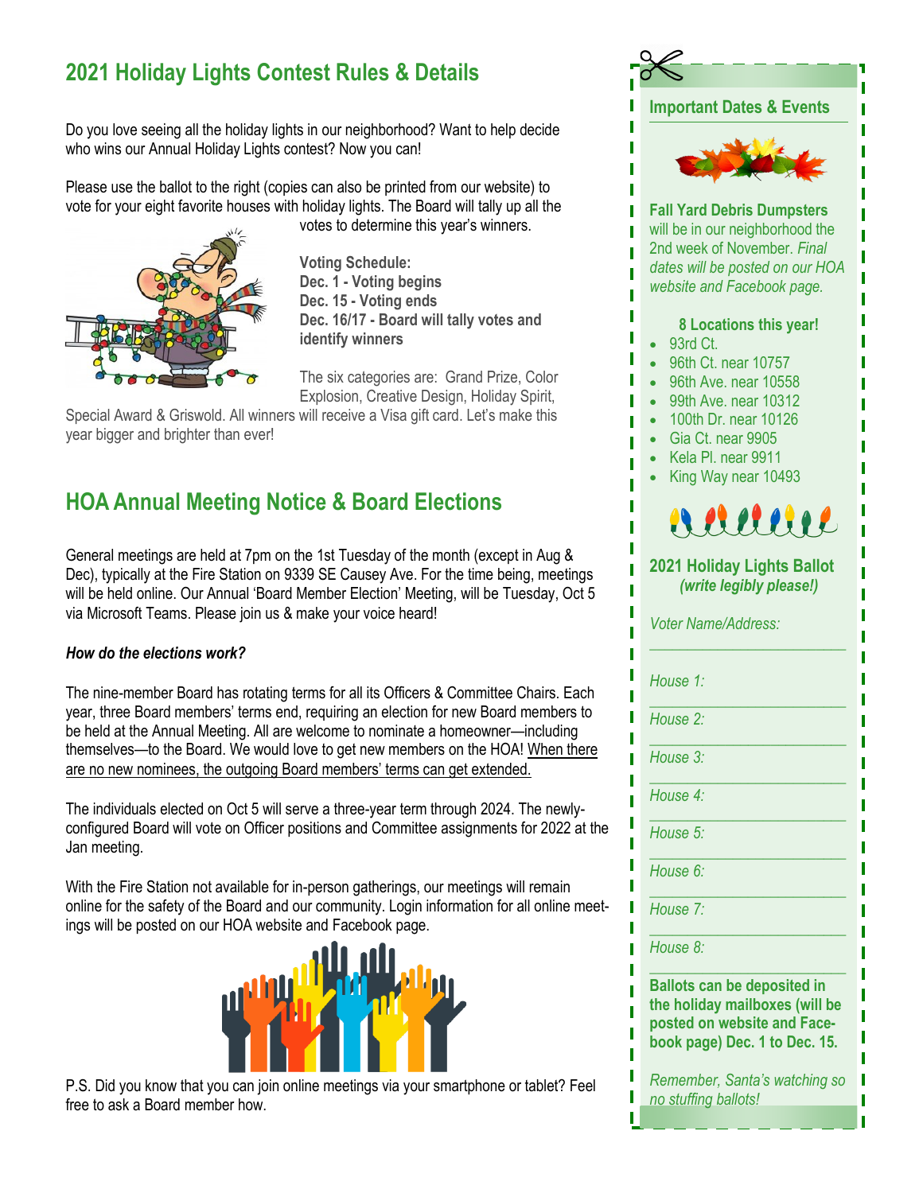## 2021 Holiday Lights Contest Rules & Details

Do you love seeing all the holiday lights in our neighborhood? Want to help decide who wins our Annual Holiday Lights contest? Now you can!

Please use the ballot to the right (copies can also be printed from our website) to vote for your eight favorite houses with holiday lights. The Board will tally up all the votes to determine this year's winners.

**Voting Schedule:**
**Dec. 1 - Voting begins**
**Dec. 15 - Voting ends**
**Dec. 16/17 - Board will tally votes and identify winners**

The six categories are: Grand Prize, Color Explosion, Creative Design, Holiday Spirit, Special Award & Griswold. All winners will receive a Visa gift card. Let's make this year bigger and brighter than ever!

## HOA Annual Meeting Notice & Board Elections

General meetings are held at 7pm on the 1st Tuesday of the month (except in Aug & Dec), typically at the Fire Station on 9339 SE Causey Ave. For the time being, meetings will be held online. Our Annual 'Board Member Election' Meeting, will be Tuesday, Oct 5 via Microsoft Teams. Please join us & make your voice heard!

***How do the elections work?***

The nine-member Board has rotating terms for all its Officers & Committee Chairs. Each year, three Board members' terms end, requiring an election for new Board members to be held at the Annual Meeting. All are welcome to nominate a homeowner—including themselves—to the Board. We would love to get new members on the HOA! When there are no new nominees, the outgoing Board members' terms can get extended.

The individuals elected on Oct 5 will serve a three-year term through 2024. The newly-configured Board will vote on Officer positions and Committee assignments for 2022 at the Jan meeting.

With the Fire Station not available for in-person gatherings, our meetings will remain online for the safety of the Board and our community. Login information for all online meetings will be posted on our HOA website and Facebook page.

P.S. Did you know that you can join online meetings via your smartphone or tablet? Feel free to ask a Board member how.

### Important Dates & Events

**Fall Yard Debris Dumpsters** will be in our neighborhood the 2nd week of November. *Final dates will be posted on our HOA website and Facebook page.*

**8 Locations this year!**

- 93rd Ct.
- 96th Ct. near 10757
- 96th Ave. near 10558
- 99th Ave. near 10312
- 100th Dr. near 10126
- Gia Ct. near 9905
- Kela Pl. near 9911
- King Way near 10493

### 2021 Holiday Lights Ballot

***(write legibly please!)***

*Voter Name/Address:* ____________________

*House 1:* ____________________

*House 2:* ____________________

*House 3:* ____________________

*House 4:* ____________________

*House 5:* ____________________

*House 6:* ____________________

*House 7:* ____________________

*House 8:* ____________________

**Ballots can be deposited in the holiday mailboxes (will be posted on website and Facebook page) Dec. 1 to Dec. 15.**

*Remember, Santa's watching so no stuffing ballots!*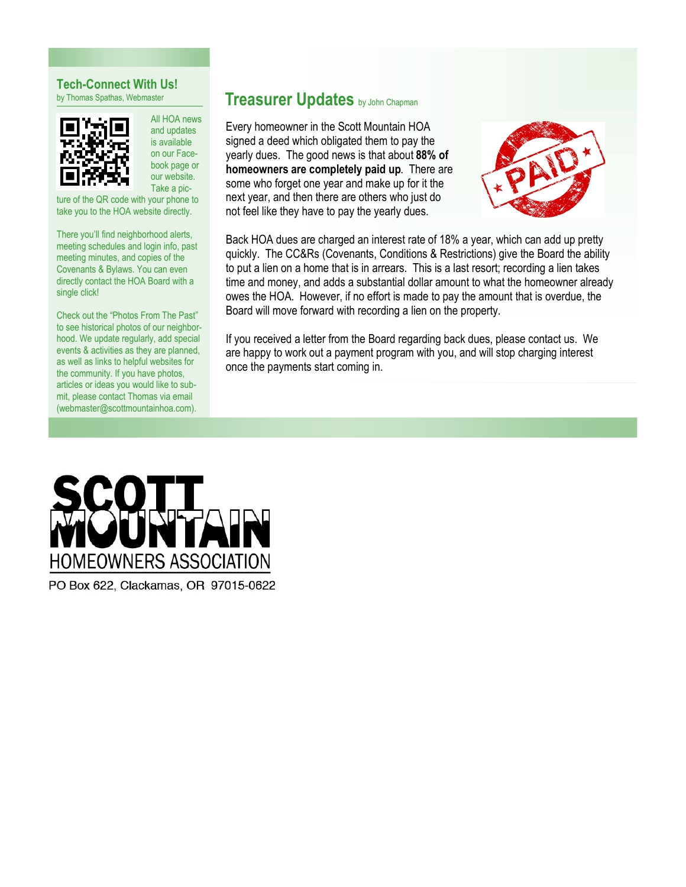## Tech-Connect With Us!

by Thomas Spathas, Webmaster

All HOA news and updates is available on our Facebook page or our website. Take a picture of the QR code with your phone to take you to the HOA website directly.

There you'll find neighborhood alerts, meeting schedules and login info, past meeting minutes, and copies of the Covenants & Bylaws. You can even directly contact the HOA Board with a single click!

Check out the "Photos From The Past" to see historical photos of our neighborhood. We update regularly, add special events & activities as they are planned, as well as links to helpful websites for the community. If you have photos, articles or ideas you would like to submit, please contact Thomas via email (webmaster@scottmountainhoa.com).

## Treasurer Updates by John Chapman

Every homeowner in the Scott Mountain HOA signed a deed which obligated them to pay the yearly dues. The good news is that about **88% of homeowners are completely paid up**. There are some who forget one year and make up for it the next year, and then there are others who just do not feel like they have to pay the yearly dues.

Back HOA dues are charged an interest rate of 18% a year, which can add up pretty quickly. The CC&Rs (Covenants, Conditions & Restrictions) give the Board the ability to put a lien on a home that is in arrears. This is a last resort; recording a lien takes time and money, and adds a substantial dollar amount to what the homeowner already owes the HOA. However, if no effort is made to pay the amount that is overdue, the Board will move forward with recording a lien on the property.

If you received a letter from the Board regarding back dues, please contact us. We are happy to work out a payment program with you, and will stop charging interest once the payments start coming in.

SCOTT MOUNTAIN
HOMEOWNERS ASSOCIATION

PO Box 622, Clackamas, OR 97015-0622